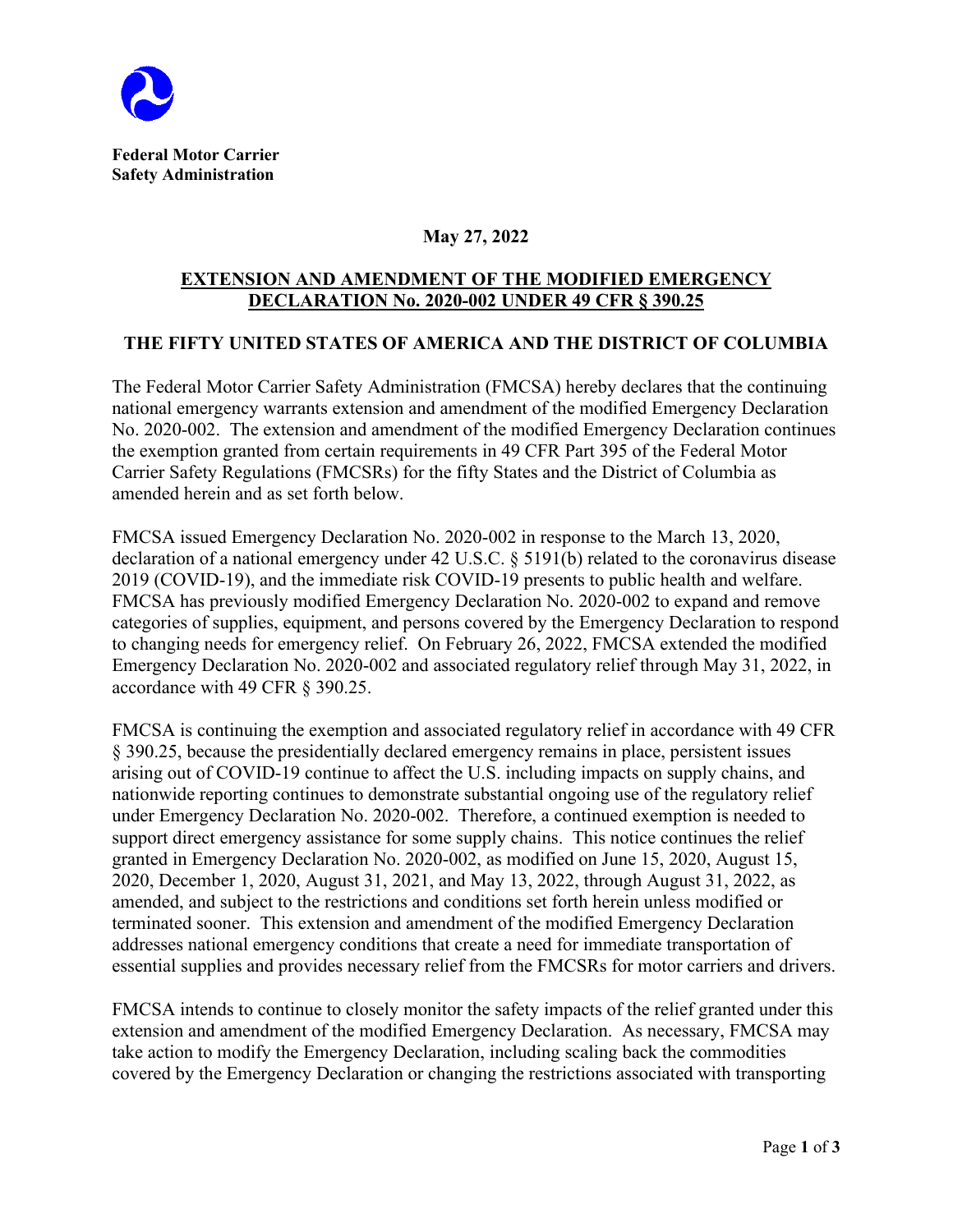**Federal Motor Carrier Safety Administration**

**May 27, 2022**

## EXTENSION AND AMENDMENT OF THE MODIFIED EMERGENCY DECLARATION No. 2020-002 UNDER 49 CFR § 390.25

## THE FIFTY UNITED STATES OF AMERICA AND THE DISTRICT OF COLUMBIA

The Federal Motor Carrier Safety Administration (FMCSA) hereby declares that the continuing national emergency warrants extension and amendment of the modified Emergency Declaration No. 2020-002. The extension and amendment of the modified Emergency Declaration continues the exemption granted from certain requirements in 49 CFR Part 395 of the Federal Motor Carrier Safety Regulations (FMCSRs) for the fifty States and the District of Columbia as amended herein and as set forth below.

FMCSA issued Emergency Declaration No. 2020-002 in response to the March 13, 2020, declaration of a national emergency under 42 U.S.C. § 5191(b) related to the coronavirus disease 2019 (COVID-19), and the immediate risk COVID-19 presents to public health and welfare. FMCSA has previously modified Emergency Declaration No. 2020-002 to expand and remove categories of supplies, equipment, and persons covered by the Emergency Declaration to respond to changing needs for emergency relief. On February 26, 2022, FMCSA extended the modified Emergency Declaration No. 2020-002 and associated regulatory relief through May 31, 2022, in accordance with 49 CFR § 390.25.

FMCSA is continuing the exemption and associated regulatory relief in accordance with 49 CFR § 390.25, because the presidentially declared emergency remains in place, persistent issues arising out of COVID-19 continue to affect the U.S. including impacts on supply chains, and nationwide reporting continues to demonstrate substantial ongoing use of the regulatory relief under Emergency Declaration No. 2020-002. Therefore, a continued exemption is needed to support direct emergency assistance for some supply chains. This notice continues the relief granted in Emergency Declaration No. 2020-002, as modified on June 15, 2020, August 15, 2020, December 1, 2020, August 31, 2021, and May 13, 2022, through August 31, 2022, as amended, and subject to the restrictions and conditions set forth herein unless modified or terminated sooner. This extension and amendment of the modified Emergency Declaration addresses national emergency conditions that create a need for immediate transportation of essential supplies and provides necessary relief from the FMCSRs for motor carriers and drivers.

FMCSA intends to continue to closely monitor the safety impacts of the relief granted under this extension and amendment of the modified Emergency Declaration. As necessary, FMCSA may take action to modify the Emergency Declaration, including scaling back the commodities covered by the Emergency Declaration or changing the restrictions associated with transporting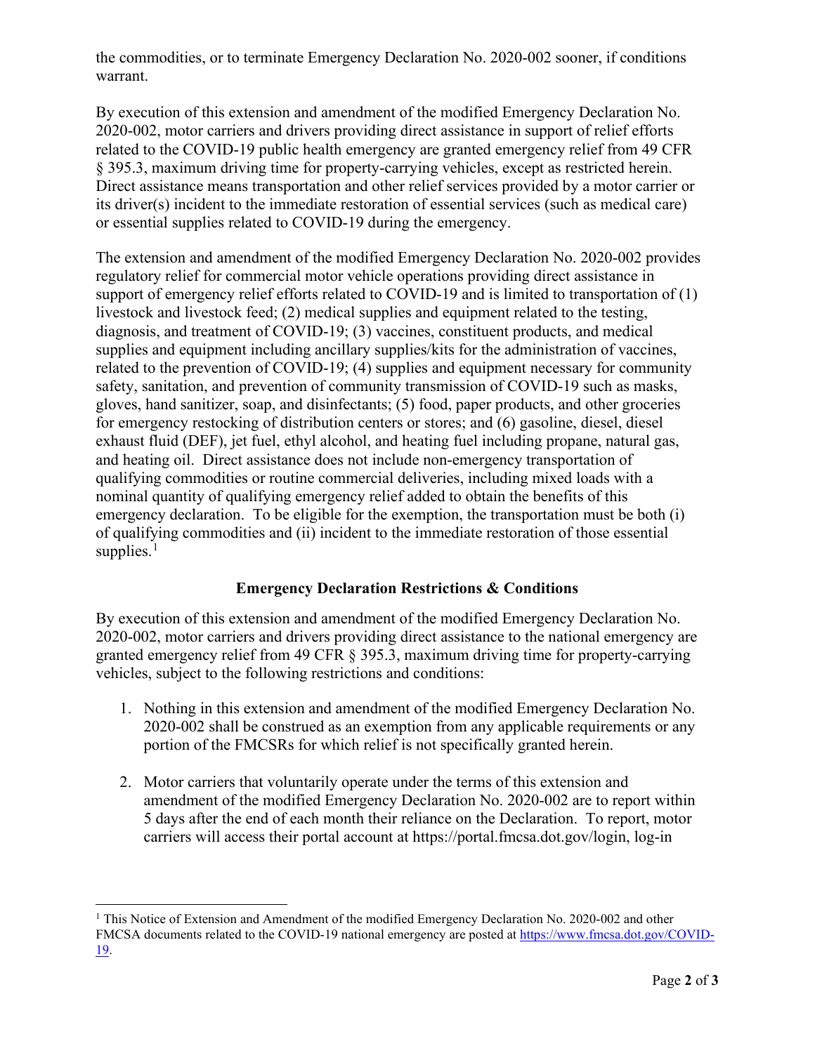the commodities, or to terminate Emergency Declaration No. 2020-002 sooner, if conditions warrant.

By execution of this extension and amendment of the modified Emergency Declaration No. 2020-002, motor carriers and drivers providing direct assistance in support of relief efforts related to the COVID-19 public health emergency are granted emergency relief from 49 CFR § 395.3, maximum driving time for property-carrying vehicles, except as restricted herein. Direct assistance means transportation and other relief services provided by a motor carrier or its driver(s) incident to the immediate restoration of essential services (such as medical care) or essential supplies related to COVID-19 during the emergency.

The extension and amendment of the modified Emergency Declaration No. 2020-002 provides regulatory relief for commercial motor vehicle operations providing direct assistance in support of emergency relief efforts related to COVID-19 and is limited to transportation of (1) livestock and livestock feed; (2) medical supplies and equipment related to the testing, diagnosis, and treatment of COVID-19; (3) vaccines, constituent products, and medical supplies and equipment including ancillary supplies/kits for the administration of vaccines, related to the prevention of COVID-19; (4) supplies and equipment necessary for community safety, sanitation, and prevention of community transmission of COVID-19 such as masks, gloves, hand sanitizer, soap, and disinfectants; (5) food, paper products, and other groceries for emergency restocking of distribution centers or stores; and (6) gasoline, diesel, diesel exhaust fluid (DEF), jet fuel, ethyl alcohol, and heating fuel including propane, natural gas, and heating oil. Direct assistance does not include non-emergency transportation of qualifying commodities or routine commercial deliveries, including mixed loads with a nominal quantity of qualifying emergency relief added to obtain the benefits of this emergency declaration. To be eligible for the exemption, the transportation must be both (i) of qualifying commodities and (ii) incident to the immediate restoration of those essential supplies.[1]

## Emergency Declaration Restrictions & Conditions

By execution of this extension and amendment of the modified Emergency Declaration No. 2020-002, motor carriers and drivers providing direct assistance to the national emergency are granted emergency relief from 49 CFR § 395.3, maximum driving time for property-carrying vehicles, subject to the following restrictions and conditions:

1. Nothing in this extension and amendment of the modified Emergency Declaration No. 2020-002 shall be construed as an exemption from any applicable requirements or any portion of the FMCSRs for which relief is not specifically granted herein.

2. Motor carriers that voluntarily operate under the terms of this extension and amendment of the modified Emergency Declaration No. 2020-002 are to report within 5 days after the end of each month their reliance on the Declaration. To report, motor carriers will access their portal account at https://portal.fmcsa.dot.gov/login, log-in

---

[1] This Notice of Extension and Amendment of the modified Emergency Declaration No. 2020-002 and other FMCSA documents related to the COVID-19 national emergency are posted at https://www.fmcsa.dot.gov/COVID-19.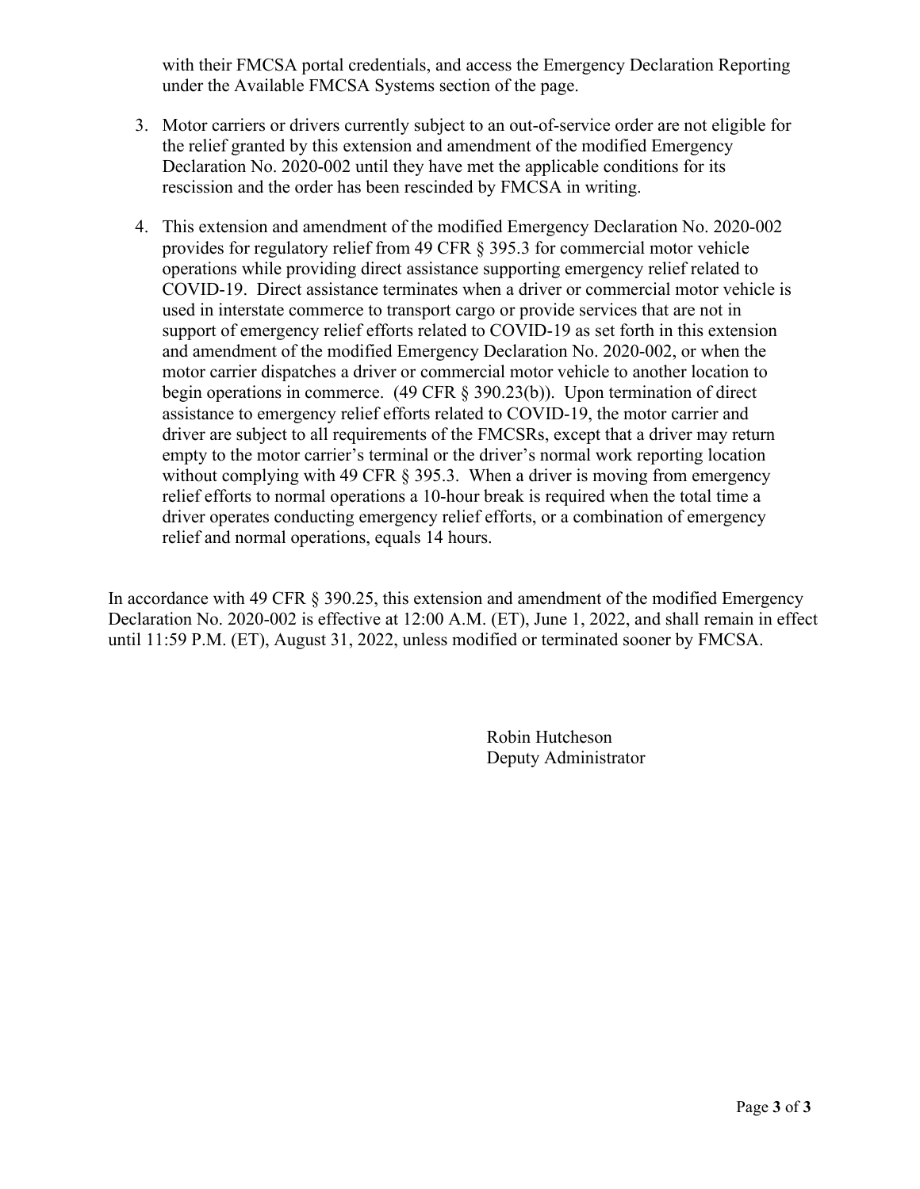with their FMCSA portal credentials, and access the Emergency Declaration Reporting under the Available FMCSA Systems section of the page.

3. Motor carriers or drivers currently subject to an out-of-service order are not eligible for the relief granted by this extension and amendment of the modified Emergency Declaration No. 2020-002 until they have met the applicable conditions for its rescission and the order has been rescinded by FMCSA in writing.

4. This extension and amendment of the modified Emergency Declaration No. 2020-002 provides for regulatory relief from 49 CFR § 395.3 for commercial motor vehicle operations while providing direct assistance supporting emergency relief related to COVID-19. Direct assistance terminates when a driver or commercial motor vehicle is used in interstate commerce to transport cargo or provide services that are not in support of emergency relief efforts related to COVID-19 as set forth in this extension and amendment of the modified Emergency Declaration No. 2020-002, or when the motor carrier dispatches a driver or commercial motor vehicle to another location to begin operations in commerce. (49 CFR § 390.23(b)). Upon termination of direct assistance to emergency relief efforts related to COVID-19, the motor carrier and driver are subject to all requirements of the FMCSRs, except that a driver may return empty to the motor carrier's terminal or the driver's normal work reporting location without complying with 49 CFR § 395.3. When a driver is moving from emergency relief efforts to normal operations a 10-hour break is required when the total time a driver operates conducting emergency relief efforts, or a combination of emergency relief and normal operations, equals 14 hours.

In accordance with 49 CFR § 390.25, this extension and amendment of the modified Emergency Declaration No. 2020-002 is effective at 12:00 A.M. (ET), June 1, 2022, and shall remain in effect until 11:59 P.M. (ET), August 31, 2022, unless modified or terminated sooner by FMCSA.

Robin Hutcheson
Deputy Administrator